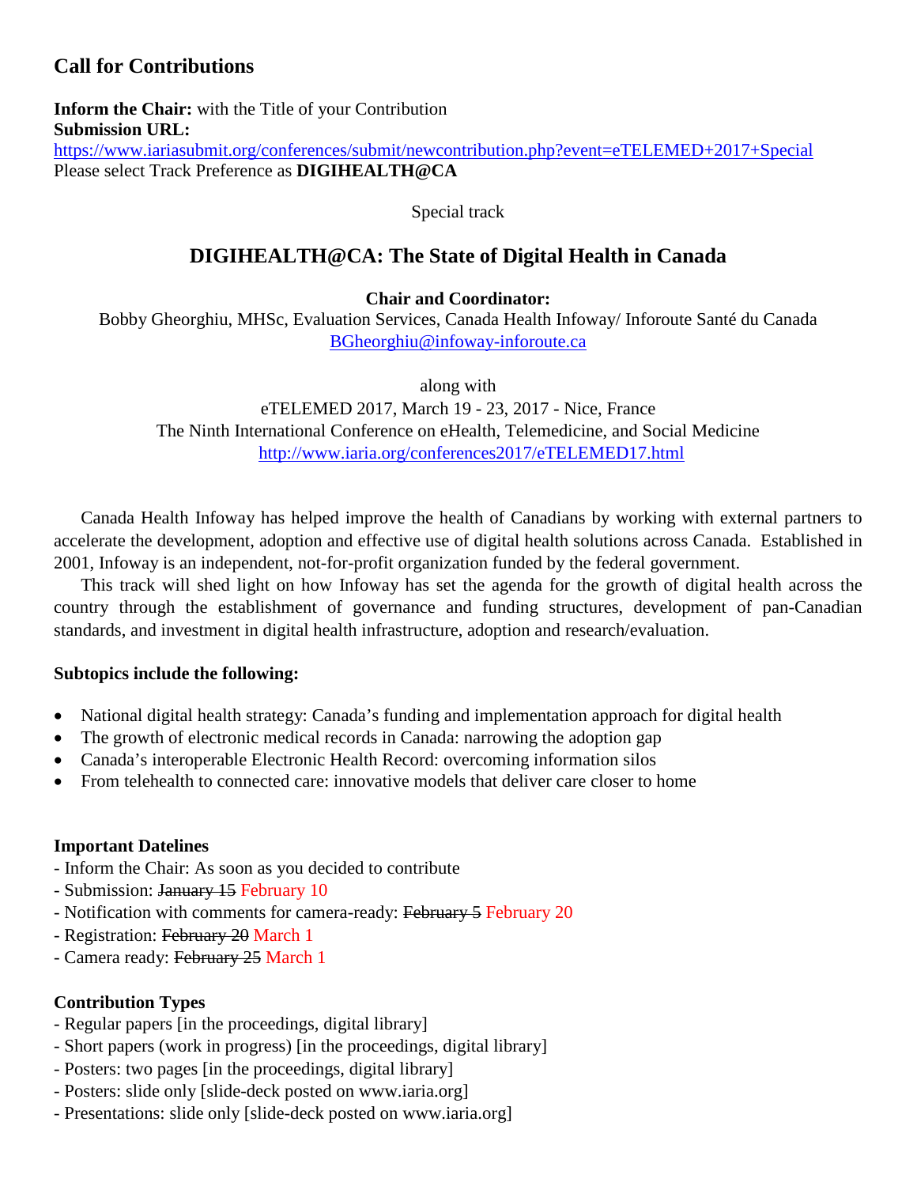## Call for Contributions

**Inform the Chair:** with the Title of your Contribution
**Submission URL:**
https://www.iariasubmit.org/conferences/submit/newcontribution.php?event=eTELEMED+2017+Special
Please select Track Preference as **DIGIHEALTH@CA**

Special track

## DIGIHEALTH@CA: The State of Digital Health in Canada

**Chair and Coordinator:**
Bobby Gheorghiu, MHSc, Evaluation Services, Canada Health Infoway/ Inforoute Santé du Canada
BGheorghiu@infoway-inforoute.ca

along with
eTELEMED 2017, March 19 - 23, 2017 - Nice, France
The Ninth International Conference on eHealth, Telemedicine, and Social Medicine
http://www.iaria.org/conferences2017/eTELEMED17.html

Canada Health Infoway has helped improve the health of Canadians by working with external partners to accelerate the development, adoption and effective use of digital health solutions across Canada. Established in 2001, Infoway is an independent, not-for-profit organization funded by the federal government.

This track will shed light on how Infoway has set the agenda for the growth of digital health across the country through the establishment of governance and funding structures, development of pan-Canadian standards, and investment in digital health infrastructure, adoption and research/evaluation.

**Subtopics include the following:**

- National digital health strategy: Canada's funding and implementation approach for digital health
- The growth of electronic medical records in Canada: narrowing the adoption gap
- Canada's interoperable Electronic Health Record: overcoming information silos
- From telehealth to connected care: innovative models that deliver care closer to home

**Important Datelines**
- Inform the Chair: As soon as you decided to contribute
- Submission: ~~January 15~~ February 10
- Notification with comments for camera-ready: ~~February 5~~ February 20
- Registration: ~~February 20~~ March 1
- Camera ready: ~~February 25~~ March 1

**Contribution Types**
- Regular papers [in the proceedings, digital library]
- Short papers (work in progress) [in the proceedings, digital library]
- Posters: two pages [in the proceedings, digital library]
- Posters: slide only [slide-deck posted on www.iaria.org]
- Presentations: slide only [slide-deck posted on www.iaria.org]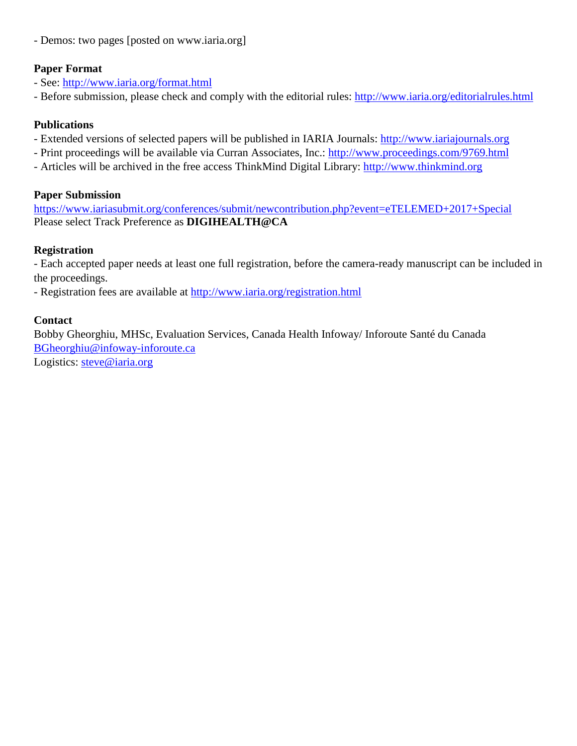- Demos: two pages [posted on www.iaria.org]

**Paper Format**

- See: http://www.iaria.org/format.html
- Before submission, please check and comply with the editorial rules: http://www.iaria.org/editorialrules.html

**Publications**

- Extended versions of selected papers will be published in IARIA Journals: http://www.iariajournals.org
- Print proceedings will be available via Curran Associates, Inc.: http://www.proceedings.com/9769.html
- Articles will be archived in the free access ThinkMind Digital Library: http://www.thinkmind.org

**Paper Submission**

https://www.iariasubmit.org/conferences/submit/newcontribution.php?event=eTELEMED+2017+Special
Please select Track Preference as **DIGIHEALTH@CA**

**Registration**

- Each accepted paper needs at least one full registration, before the camera-ready manuscript can be included in the proceedings.
- Registration fees are available at http://www.iaria.org/registration.html

**Contact**

Bobby Gheorghiu, MHSc, Evaluation Services, Canada Health Infoway/ Inforoute Santé du Canada
BGheorghiu@infoway-inforoute.ca
Logistics: steve@iaria.org